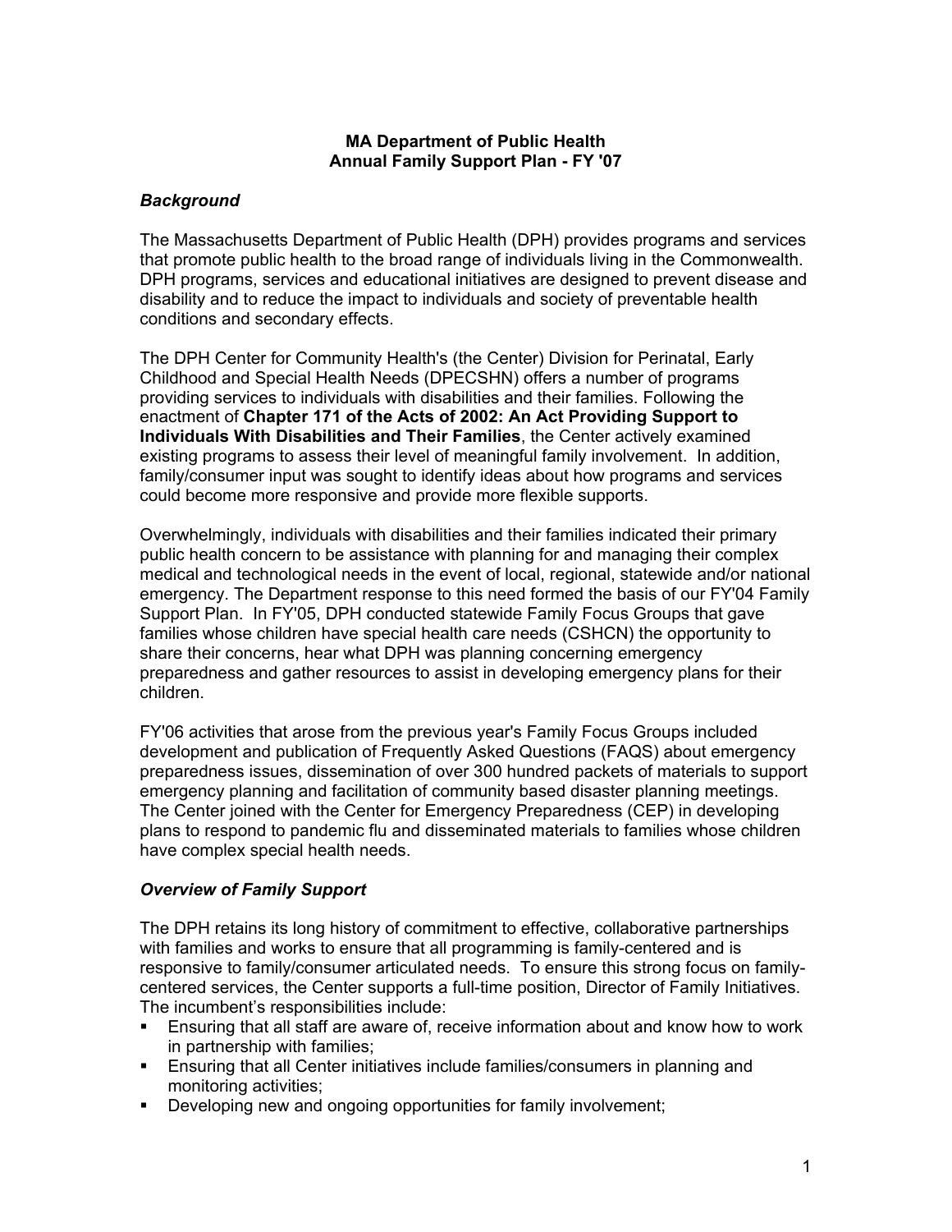**MA Department of Public Health**
**Annual Family Support Plan - FY '07**

### *Background*

The Massachusetts Department of Public Health (DPH) provides programs and services that promote public health to the broad range of individuals living in the Commonwealth. DPH programs, services and educational initiatives are designed to prevent disease and disability and to reduce the impact to individuals and society of preventable health conditions and secondary effects.

The DPH Center for Community Health's (the Center) Division for Perinatal, Early Childhood and Special Health Needs (DPECSHN) offers a number of programs providing services to individuals with disabilities and their families. Following the enactment of **Chapter 171 of the Acts of 2002: An Act Providing Support to Individuals With Disabilities and Their Families**, the Center actively examined existing programs to assess their level of meaningful family involvement. In addition, family/consumer input was sought to identify ideas about how programs and services could become more responsive and provide more flexible supports.

Overwhelmingly, individuals with disabilities and their families indicated their primary public health concern to be assistance with planning for and managing their complex medical and technological needs in the event of local, regional, statewide and/or national emergency. The Department response to this need formed the basis of our FY'04 Family Support Plan. In FY'05, DPH conducted statewide Family Focus Groups that gave families whose children have special health care needs (CSHCN) the opportunity to share their concerns, hear what DPH was planning concerning emergency preparedness and gather resources to assist in developing emergency plans for their children.

FY'06 activities that arose from the previous year's Family Focus Groups included development and publication of Frequently Asked Questions (FAQS) about emergency preparedness issues, dissemination of over 300 hundred packets of materials to support emergency planning and facilitation of community based disaster planning meetings. The Center joined with the Center for Emergency Preparedness (CEP) in developing plans to respond to pandemic flu and disseminated materials to families whose children have complex special health needs.

### *Overview of Family Support*

The DPH retains its long history of commitment to effective, collaborative partnerships with families and works to ensure that all programming is family-centered and is responsive to family/consumer articulated needs. To ensure this strong focus on family-centered services, the Center supports a full-time position, Director of Family Initiatives. The incumbent's responsibilities include:

- Ensuring that all staff are aware of, receive information about and know how to work in partnership with families;
- Ensuring that all Center initiatives include families/consumers in planning and monitoring activities;
- Developing new and ongoing opportunities for family involvement;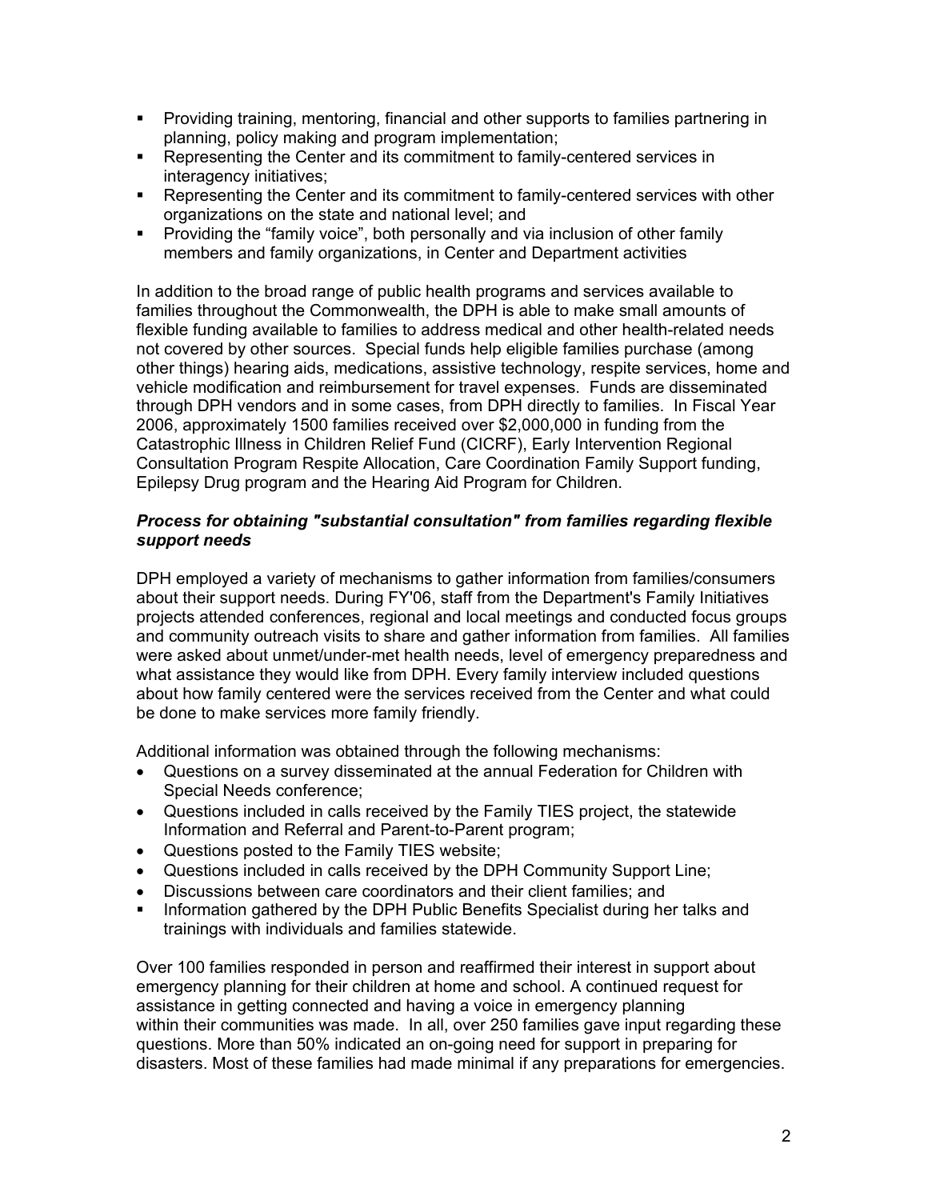- Providing training, mentoring, financial and other supports to families partnering in planning, policy making and program implementation;
- Representing the Center and its commitment to family-centered services in interagency initiatives;
- Representing the Center and its commitment to family-centered services with other organizations on the state and national level; and
- Providing the "family voice", both personally and via inclusion of other family members and family organizations, in Center and Department activities

In addition to the broad range of public health programs and services available to families throughout the Commonwealth, the DPH is able to make small amounts of flexible funding available to families to address medical and other health-related needs not covered by other sources. Special funds help eligible families purchase (among other things) hearing aids, medications, assistive technology, respite services, home and vehicle modification and reimbursement for travel expenses. Funds are disseminated through DPH vendors and in some cases, from DPH directly to families. In Fiscal Year 2006, approximately 1500 families received over $2,000,000 in funding from the Catastrophic Illness in Children Relief Fund (CICRF), Early Intervention Regional Consultation Program Respite Allocation, Care Coordination Family Support funding, Epilepsy Drug program and the Hearing Aid Program for Children.

***Process for obtaining "substantial consultation" from families regarding flexible support needs***

DPH employed a variety of mechanisms to gather information from families/consumers about their support needs. During FY'06, staff from the Department's Family Initiatives projects attended conferences, regional and local meetings and conducted focus groups and community outreach visits to share and gather information from families. All families were asked about unmet/under-met health needs, level of emergency preparedness and what assistance they would like from DPH. Every family interview included questions about how family centered were the services received from the Center and what could be done to make services more family friendly.

Additional information was obtained through the following mechanisms:

- Questions on a survey disseminated at the annual Federation for Children with Special Needs conference;
- Questions included in calls received by the Family TIES project, the statewide Information and Referral and Parent-to-Parent program;
- Questions posted to the Family TIES website;
- Questions included in calls received by the DPH Community Support Line;
- Discussions between care coordinators and their client families; and
- Information gathered by the DPH Public Benefits Specialist during her talks and trainings with individuals and families statewide.

Over 100 families responded in person and reaffirmed their interest in support about emergency planning for their children at home and school. A continued request for assistance in getting connected and having a voice in emergency planning within their communities was made. In all, over 250 families gave input regarding these questions. More than 50% indicated an on-going need for support in preparing for disasters. Most of these families had made minimal if any preparations for emergencies.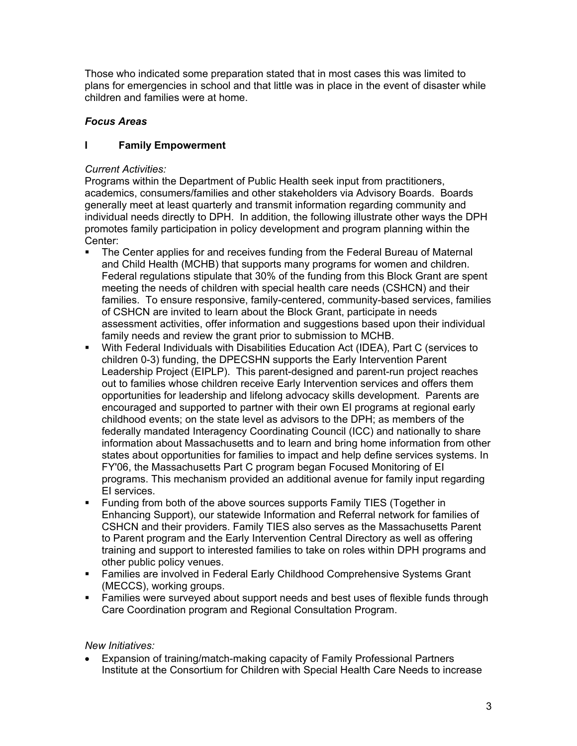Those who indicated some preparation stated that in most cases this was limited to plans for emergencies in school and that little was in place in the event of disaster while children and families were at home.

### *Focus Areas*

### I Family Empowerment

*Current Activities:*
Programs within the Department of Public Health seek input from practitioners, academics, consumers/families and other stakeholders via Advisory Boards. Boards generally meet at least quarterly and transmit information regarding community and individual needs directly to DPH. In addition, the following illustrate other ways the DPH promotes family participation in policy development and program planning within the Center:

- The Center applies for and receives funding from the Federal Bureau of Maternal and Child Health (MCHB) that supports many programs for women and children. Federal regulations stipulate that 30% of the funding from this Block Grant are spent meeting the needs of children with special health care needs (CSHCN) and their families. To ensure responsive, family-centered, community-based services, families of CSHCN are invited to learn about the Block Grant, participate in needs assessment activities, offer information and suggestions based upon their individual family needs and review the grant prior to submission to MCHB.
- With Federal Individuals with Disabilities Education Act (IDEA), Part C (services to children 0-3) funding, the DPECSHN supports the Early Intervention Parent Leadership Project (EIPLP). This parent-designed and parent-run project reaches out to families whose children receive Early Intervention services and offers them opportunities for leadership and lifelong advocacy skills development. Parents are encouraged and supported to partner with their own EI programs at regional early childhood events; on the state level as advisors to the DPH; as members of the federally mandated Interagency Coordinating Council (ICC) and nationally to share information about Massachusetts and to learn and bring home information from other states about opportunities for families to impact and help define services systems. In FY'06, the Massachusetts Part C program began Focused Monitoring of EI programs. This mechanism provided an additional avenue for family input regarding EI services.
- Funding from both of the above sources supports Family TIES (Together in Enhancing Support), our statewide Information and Referral network for families of CSHCN and their providers. Family TIES also serves as the Massachusetts Parent to Parent program and the Early Intervention Central Directory as well as offering training and support to interested families to take on roles within DPH programs and other public policy venues.
- Families are involved in Federal Early Childhood Comprehensive Systems Grant (MECCS), working groups.
- Families were surveyed about support needs and best uses of flexible funds through Care Coordination program and Regional Consultation Program.

*New Initiatives:*

- Expansion of training/match-making capacity of Family Professional Partners Institute at the Consortium for Children with Special Health Care Needs to increase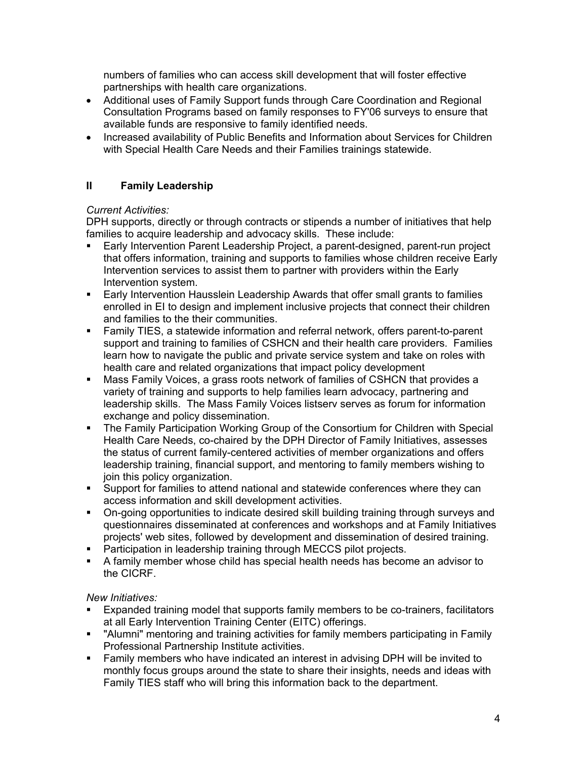numbers of families who can access skill development that will foster effective partnerships with health care organizations.

- Additional uses of Family Support funds through Care Coordination and Regional Consultation Programs based on family responses to FY'06 surveys to ensure that available funds are responsive to family identified needs.
- Increased availability of Public Benefits and Information about Services for Children with Special Health Care Needs and their Families trainings statewide.

## II Family Leadership

*Current Activities:*

DPH supports, directly or through contracts or stipends a number of initiatives that help families to acquire leadership and advocacy skills. These include:

- Early Intervention Parent Leadership Project, a parent-designed, parent-run project that offers information, training and supports to families whose children receive Early Intervention services to assist them to partner with providers within the Early Intervention system.
- Early Intervention Hausslein Leadership Awards that offer small grants to families enrolled in EI to design and implement inclusive projects that connect their children and families to the their communities.
- Family TIES, a statewide information and referral network, offers parent-to-parent support and training to families of CSHCN and their health care providers. Families learn how to navigate the public and private service system and take on roles with health care and related organizations that impact policy development
- Mass Family Voices, a grass roots network of families of CSHCN that provides a variety of training and supports to help families learn advocacy, partnering and leadership skills. The Mass Family Voices listserv serves as forum for information exchange and policy dissemination.
- The Family Participation Working Group of the Consortium for Children with Special Health Care Needs, co-chaired by the DPH Director of Family Initiatives, assesses the status of current family-centered activities of member organizations and offers leadership training, financial support, and mentoring to family members wishing to join this policy organization.
- Support for families to attend national and statewide conferences where they can access information and skill development activities.
- On-going opportunities to indicate desired skill building training through surveys and questionnaires disseminated at conferences and workshops and at Family Initiatives projects' web sites, followed by development and dissemination of desired training.
- Participation in leadership training through MECCS pilot projects.
- A family member whose child has special health needs has become an advisor to the CICRF.

*New Initiatives:*

- Expanded training model that supports family members to be co-trainers, facilitators at all Early Intervention Training Center (EITC) offerings.
- "Alumni" mentoring and training activities for family members participating in Family Professional Partnership Institute activities.
- Family members who have indicated an interest in advising DPH will be invited to monthly focus groups around the state to share their insights, needs and ideas with Family TIES staff who will bring this information back to the department.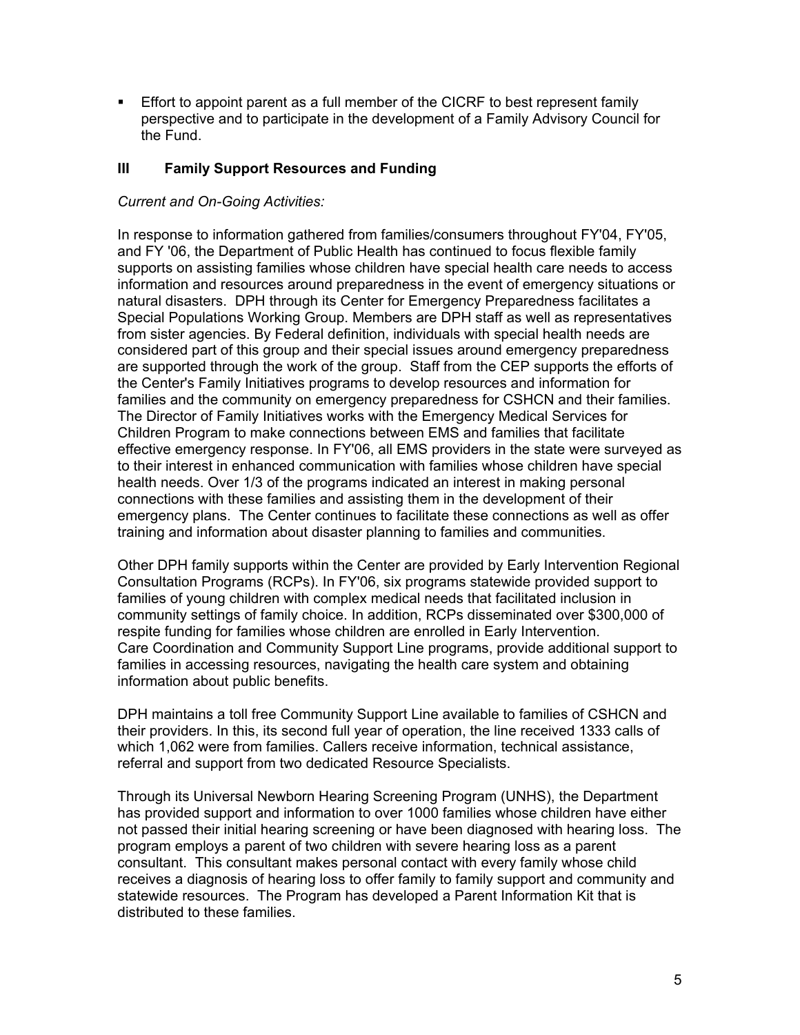- Effort to appoint parent as a full member of the CICRF to best represent family perspective and to participate in the development of a Family Advisory Council for the Fund.

### III Family Support Resources and Funding

*Current and On-Going Activities:*

In response to information gathered from families/consumers throughout FY'04, FY'05, and FY '06, the Department of Public Health has continued to focus flexible family supports on assisting families whose children have special health care needs to access information and resources around preparedness in the event of emergency situations or natural disasters. DPH through its Center for Emergency Preparedness facilitates a Special Populations Working Group. Members are DPH staff as well as representatives from sister agencies. By Federal definition, individuals with special health needs are considered part of this group and their special issues around emergency preparedness are supported through the work of the group. Staff from the CEP supports the efforts of the Center's Family Initiatives programs to develop resources and information for families and the community on emergency preparedness for CSHCN and their families. The Director of Family Initiatives works with the Emergency Medical Services for Children Program to make connections between EMS and families that facilitate effective emergency response. In FY'06, all EMS providers in the state were surveyed as to their interest in enhanced communication with families whose children have special health needs. Over 1/3 of the programs indicated an interest in making personal connections with these families and assisting them in the development of their emergency plans. The Center continues to facilitate these connections as well as offer training and information about disaster planning to families and communities.

Other DPH family supports within the Center are provided by Early Intervention Regional Consultation Programs (RCPs). In FY'06, six programs statewide provided support to families of young children with complex medical needs that facilitated inclusion in community settings of family choice. In addition, RCPs disseminated over $300,000 of respite funding for families whose children are enrolled in Early Intervention. Care Coordination and Community Support Line programs, provide additional support to families in accessing resources, navigating the health care system and obtaining information about public benefits.

DPH maintains a toll free Community Support Line available to families of CSHCN and their providers. In this, its second full year of operation, the line received 1333 calls of which 1,062 were from families. Callers receive information, technical assistance, referral and support from two dedicated Resource Specialists.

Through its Universal Newborn Hearing Screening Program (UNHS), the Department has provided support and information to over 1000 families whose children have either not passed their initial hearing screening or have been diagnosed with hearing loss. The program employs a parent of two children with severe hearing loss as a parent consultant. This consultant makes personal contact with every family whose child receives a diagnosis of hearing loss to offer family to family support and community and statewide resources. The Program has developed a Parent Information Kit that is distributed to these families.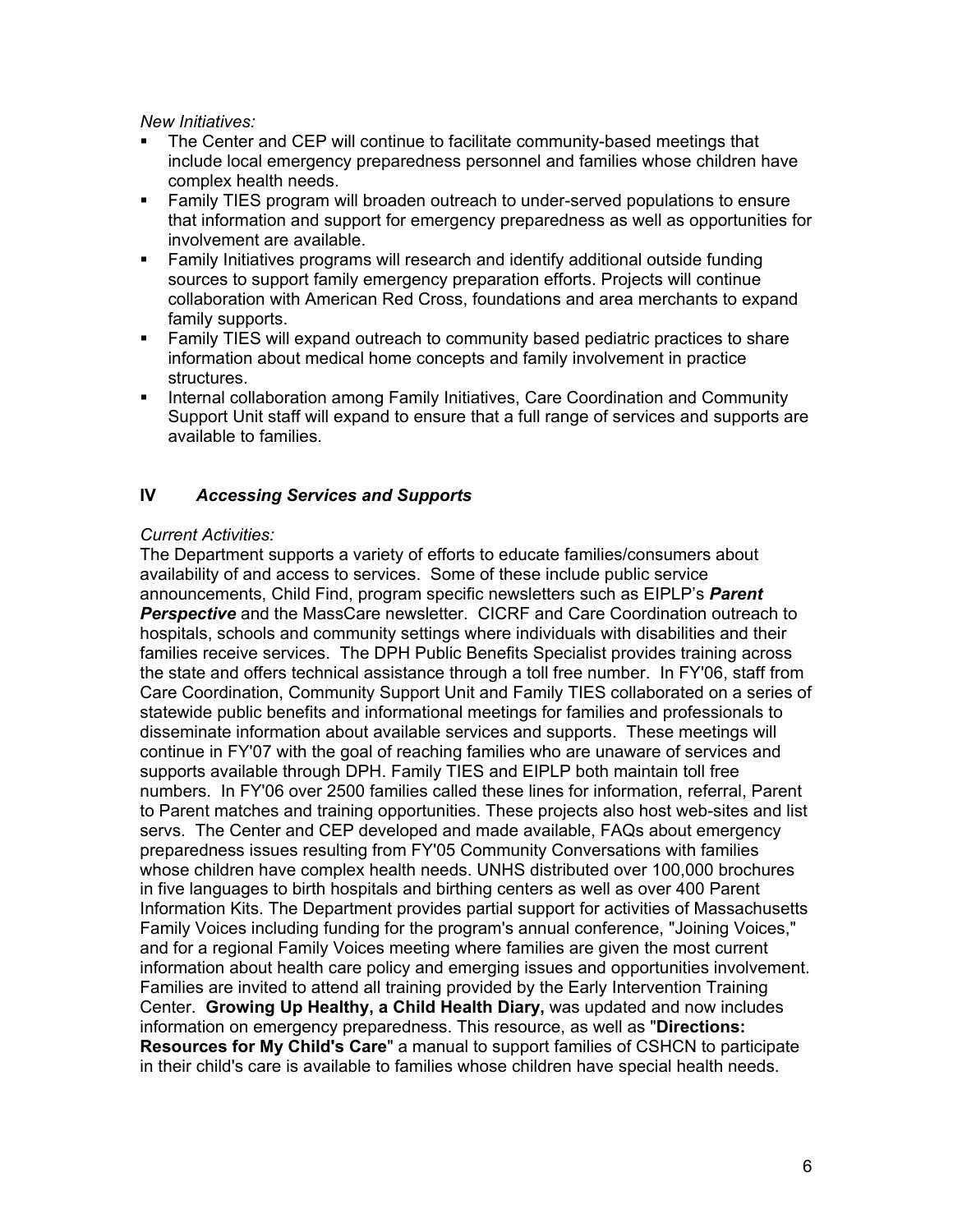*New Initiatives:*

- The Center and CEP will continue to facilitate community-based meetings that include local emergency preparedness personnel and families whose children have complex health needs.
- Family TIES program will broaden outreach to under-served populations to ensure that information and support for emergency preparedness as well as opportunities for involvement are available.
- Family Initiatives programs will research and identify additional outside funding sources to support family emergency preparation efforts. Projects will continue collaboration with American Red Cross, foundations and area merchants to expand family supports.
- Family TIES will expand outreach to community based pediatric practices to share information about medical home concepts and family involvement in practice structures.
- Internal collaboration among Family Initiatives, Care Coordination and Community Support Unit staff will expand to ensure that a full range of services and supports are available to families.

## IV *Accessing Services and Supports*

*Current Activities:*

The Department supports a variety of efforts to educate families/consumers about availability of and access to services. Some of these include public service announcements, Child Find, program specific newsletters such as EIPLP's ***Parent Perspective*** and the MassCare newsletter. CICRF and Care Coordination outreach to hospitals, schools and community settings where individuals with disabilities and their families receive services. The DPH Public Benefits Specialist provides training across the state and offers technical assistance through a toll free number. In FY'06, staff from Care Coordination, Community Support Unit and Family TIES collaborated on a series of statewide public benefits and informational meetings for families and professionals to disseminate information about available services and supports. These meetings will continue in FY'07 with the goal of reaching families who are unaware of services and supports available through DPH. Family TIES and EIPLP both maintain toll free numbers. In FY'06 over 2500 families called these lines for information, referral, Parent to Parent matches and training opportunities. These projects also host web-sites and list servs. The Center and CEP developed and made available, FAQs about emergency preparedness issues resulting from FY'05 Community Conversations with families whose children have complex health needs. UNHS distributed over 100,000 brochures in five languages to birth hospitals and birthing centers as well as over 400 Parent Information Kits. The Department provides partial support for activities of Massachusetts Family Voices including funding for the program's annual conference, "Joining Voices," and for a regional Family Voices meeting where families are given the most current information about health care policy and emerging issues and opportunities involvement. Families are invited to attend all training provided by the Early Intervention Training Center. **Growing Up Healthy, a Child Health Diary,** was updated and now includes information on emergency preparedness. This resource, as well as "**Directions: Resources for My Child's Care**" a manual to support families of CSHCN to participate in their child's care is available to families whose children have special health needs.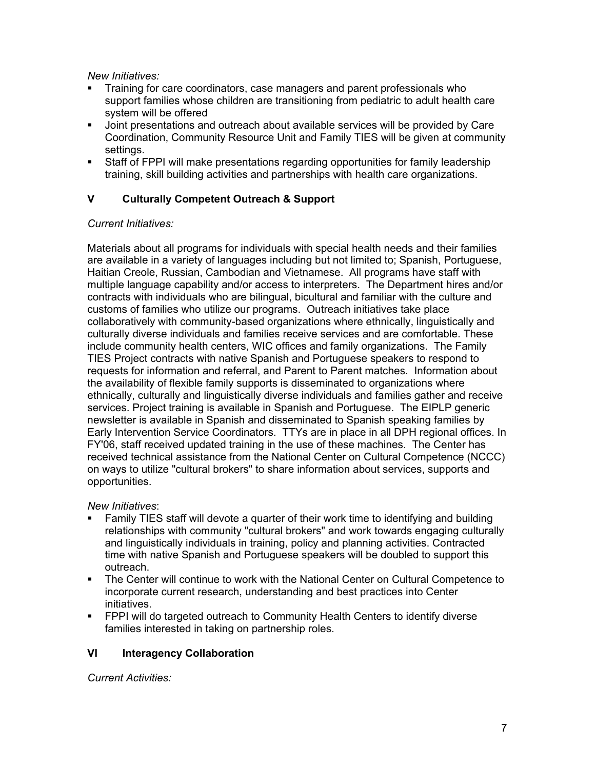*New Initiatives:*

- Training for care coordinators, case managers and parent professionals who support families whose children are transitioning from pediatric to adult health care system will be offered
- Joint presentations and outreach about available services will be provided by Care Coordination, Community Resource Unit and Family TIES will be given at community settings.
- Staff of FPPI will make presentations regarding opportunities for family leadership training, skill building activities and partnerships with health care organizations.

## V Culturally Competent Outreach & Support

*Current Initiatives:*

Materials about all programs for individuals with special health needs and their families are available in a variety of languages including but not limited to; Spanish, Portuguese, Haitian Creole, Russian, Cambodian and Vietnamese. All programs have staff with multiple language capability and/or access to interpreters. The Department hires and/or contracts with individuals who are bilingual, bicultural and familiar with the culture and customs of families who utilize our programs. Outreach initiatives take place collaboratively with community-based organizations where ethnically, linguistically and culturally diverse individuals and families receive services and are comfortable. These include community health centers, WIC offices and family organizations. The Family TIES Project contracts with native Spanish and Portuguese speakers to respond to requests for information and referral, and Parent to Parent matches. Information about the availability of flexible family supports is disseminated to organizations where ethnically, culturally and linguistically diverse individuals and families gather and receive services. Project training is available in Spanish and Portuguese. The EIPLP generic newsletter is available in Spanish and disseminated to Spanish speaking families by Early Intervention Service Coordinators. TTYs are in place in all DPH regional offices. In FY'06, staff received updated training in the use of these machines. The Center has received technical assistance from the National Center on Cultural Competence (NCCC) on ways to utilize "cultural brokers" to share information about services, supports and opportunities.

*New Initiatives*:

- Family TIES staff will devote a quarter of their work time to identifying and building relationships with community "cultural brokers" and work towards engaging culturally and linguistically individuals in training, policy and planning activities. Contracted time with native Spanish and Portuguese speakers will be doubled to support this outreach.
- The Center will continue to work with the National Center on Cultural Competence to incorporate current research, understanding and best practices into Center initiatives.
- FPPI will do targeted outreach to Community Health Centers to identify diverse families interested in taking on partnership roles.

## VI Interagency Collaboration

*Current Activities:*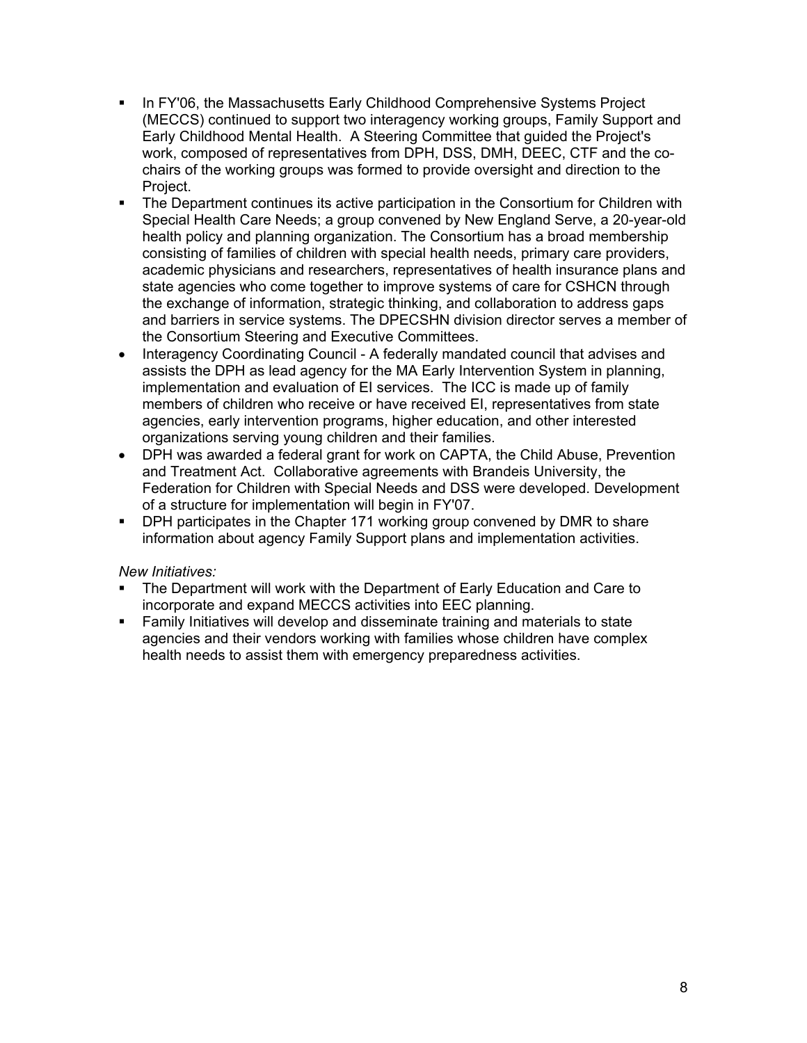- In FY'06, the Massachusetts Early Childhood Comprehensive Systems Project (MECCS) continued to support two interagency working groups, Family Support and Early Childhood Mental Health. A Steering Committee that guided the Project's work, composed of representatives from DPH, DSS, DMH, DEEC, CTF and the co-chairs of the working groups was formed to provide oversight and direction to the Project.
- The Department continues its active participation in the Consortium for Children with Special Health Care Needs; a group convened by New England Serve, a 20-year-old health policy and planning organization. The Consortium has a broad membership consisting of families of children with special health needs, primary care providers, academic physicians and researchers, representatives of health insurance plans and state agencies who come together to improve systems of care for CSHCN through the exchange of information, strategic thinking, and collaboration to address gaps and barriers in service systems. The DPECSHN division director serves a member of the Consortium Steering and Executive Committees.
- Interagency Coordinating Council - A federally mandated council that advises and assists the DPH as lead agency for the MA Early Intervention System in planning, implementation and evaluation of EI services. The ICC is made up of family members of children who receive or have received EI, representatives from state agencies, early intervention programs, higher education, and other interested organizations serving young children and their families.
- DPH was awarded a federal grant for work on CAPTA, the Child Abuse, Prevention and Treatment Act. Collaborative agreements with Brandeis University, the Federation for Children with Special Needs and DSS were developed. Development of a structure for implementation will begin in FY'07.
- DPH participates in the Chapter 171 working group convened by DMR to share information about agency Family Support plans and implementation activities.

*New Initiatives:*

- The Department will work with the Department of Early Education and Care to incorporate and expand MECCS activities into EEC planning.
- Family Initiatives will develop and disseminate training and materials to state agencies and their vendors working with families whose children have complex health needs to assist them with emergency preparedness activities.